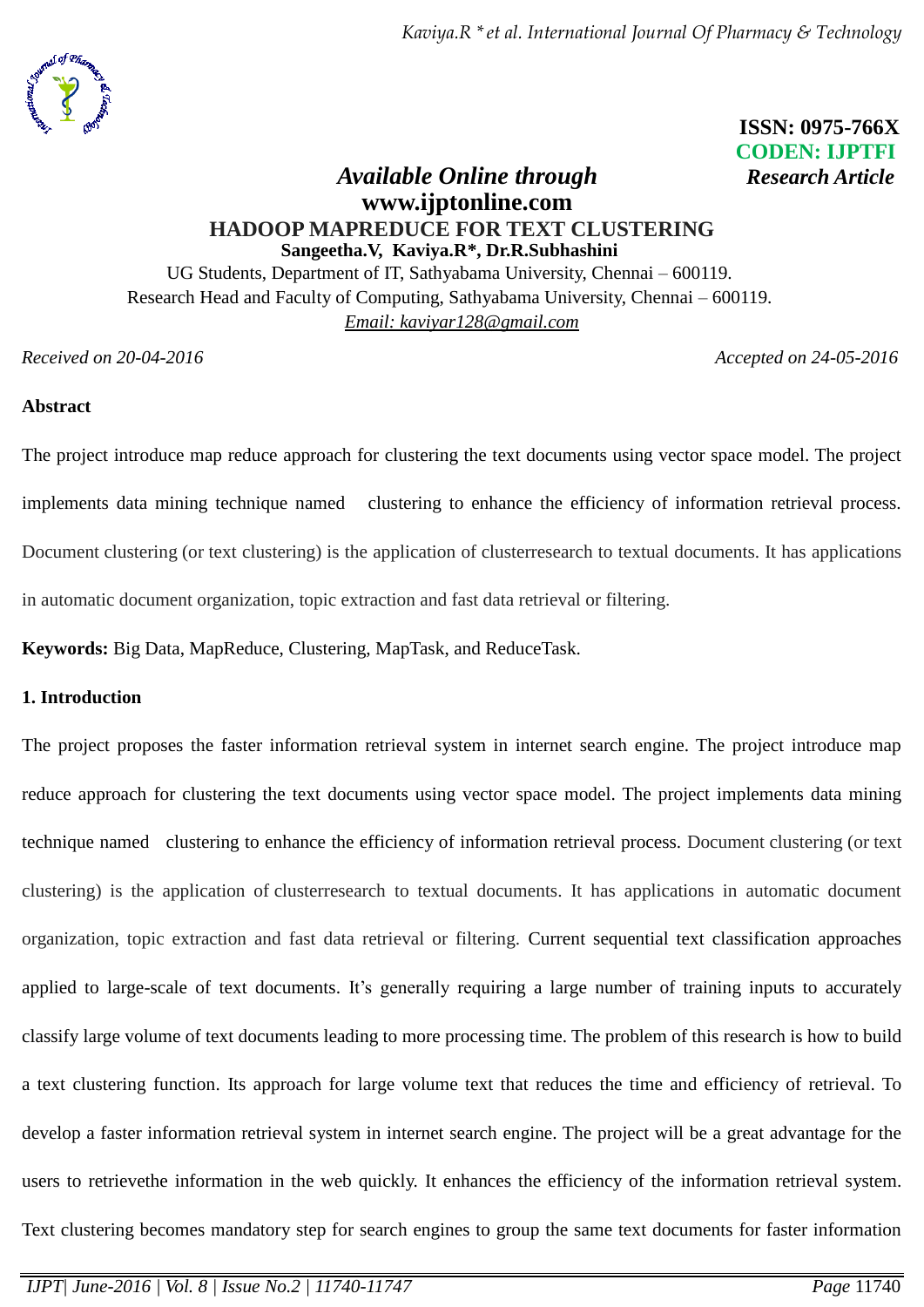**ISSN: 0975-766X**
**CODEN: IJPTFI**
***Research Article***

***Available Online through***
**www.ijptonline.com**

# HADOOP MAPREDUCE FOR TEXT CLUSTERING

**Sangeetha.V, Kaviya.R*, Dr.R.Subhashini**

UG Students, Department of IT, Sathyabama University, Chennai – 600119.
Research Head and Faculty of Computing, Sathyabama University, Chennai – 600119.
*Email: kaviyar128@gmail.com*

*Received on 20-04-2016* *Accepted on 24-05-2016*

## Abstract

The project introduce map reduce approach for clustering the text documents using vector space model. The project implements data mining technique named clustering to enhance the efficiency of information retrieval process. Document clustering (or text clustering) is the application of clusterresearch to textual documents. It has applications in automatic document organization, topic extraction and fast data retrieval or filtering.

**Keywords:** Big Data, MapReduce, Clustering, MapTask, and ReduceTask.

## 1. Introduction

The project proposes the faster information retrieval system in internet search engine. The project introduce map reduce approach for clustering the text documents using vector space model. The project implements data mining technique named clustering to enhance the efficiency of information retrieval process. Document clustering (or text clustering) is the application of clusterresearch to textual documents. It has applications in automatic document organization, topic extraction and fast data retrieval or filtering. Current sequential text classification approaches applied to large-scale of text documents. It's generally requiring a large number of training inputs to accurately classify large volume of text documents leading to more processing time. The problem of this research is how to build a text clustering function. Its approach for large volume text that reduces the time and efficiency of retrieval. To develop a faster information retrieval system in internet search engine. The project will be a great advantage for the users to retrievethe information in the web quickly. It enhances the efficiency of the information retrieval system. Text clustering becomes mandatory step for search engines to group the same text documents for faster information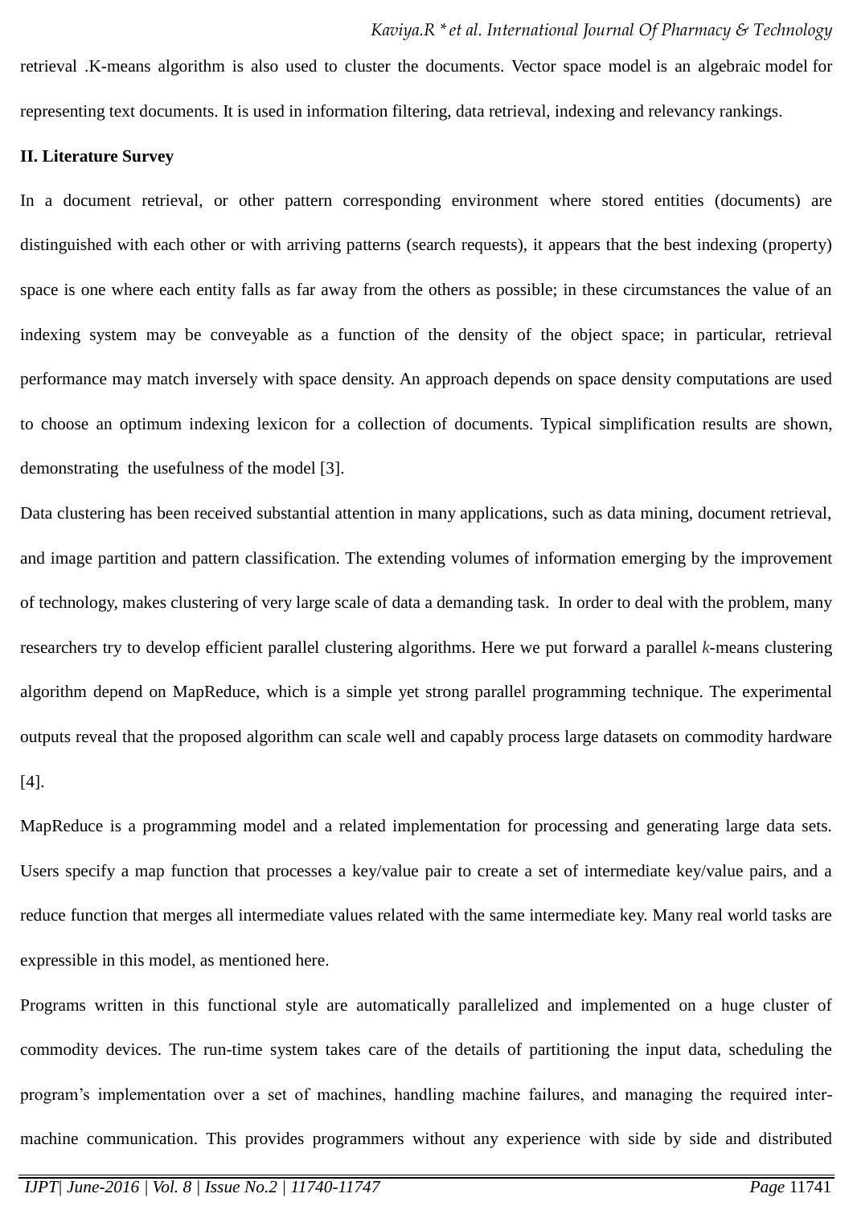retrieval .K-means algorithm is also used to cluster the documents. Vector space model is an algebraic model for representing text documents. It is used in information filtering, data retrieval, indexing and relevancy rankings.

## II. Literature Survey

In a document retrieval, or other pattern corresponding environment where stored entities (documents) are distinguished with each other or with arriving patterns (search requests), it appears that the best indexing (property) space is one where each entity falls as far away from the others as possible; in these circumstances the value of an indexing system may be conveyable as a function of the density of the object space; in particular, retrieval performance may match inversely with space density. An approach depends on space density computations are used to choose an optimum indexing lexicon for a collection of documents. Typical simplification results are shown, demonstrating the usefulness of the model [3].

Data clustering has been received substantial attention in many applications, such as data mining, document retrieval, and image partition and pattern classification. The extending volumes of information emerging by the improvement of technology, makes clustering of very large scale of data a demanding task. In order to deal with the problem, many researchers try to develop efficient parallel clustering algorithms. Here we put forward a parallel *k*-means clustering algorithm depend on MapReduce, which is a simple yet strong parallel programming technique. The experimental outputs reveal that the proposed algorithm can scale well and capably process large datasets on commodity hardware [4].

MapReduce is a programming model and a related implementation for processing and generating large data sets. Users specify a map function that processes a key/value pair to create a set of intermediate key/value pairs, and a reduce function that merges all intermediate values related with the same intermediate key. Many real world tasks are expressible in this model, as mentioned here.

Programs written in this functional style are automatically parallelized and implemented on a huge cluster of commodity devices. The run-time system takes care of the details of partitioning the input data, scheduling the program's implementation over a set of machines, handling machine failures, and managing the required inter-machine communication. This provides programmers without any experience with side by side and distributed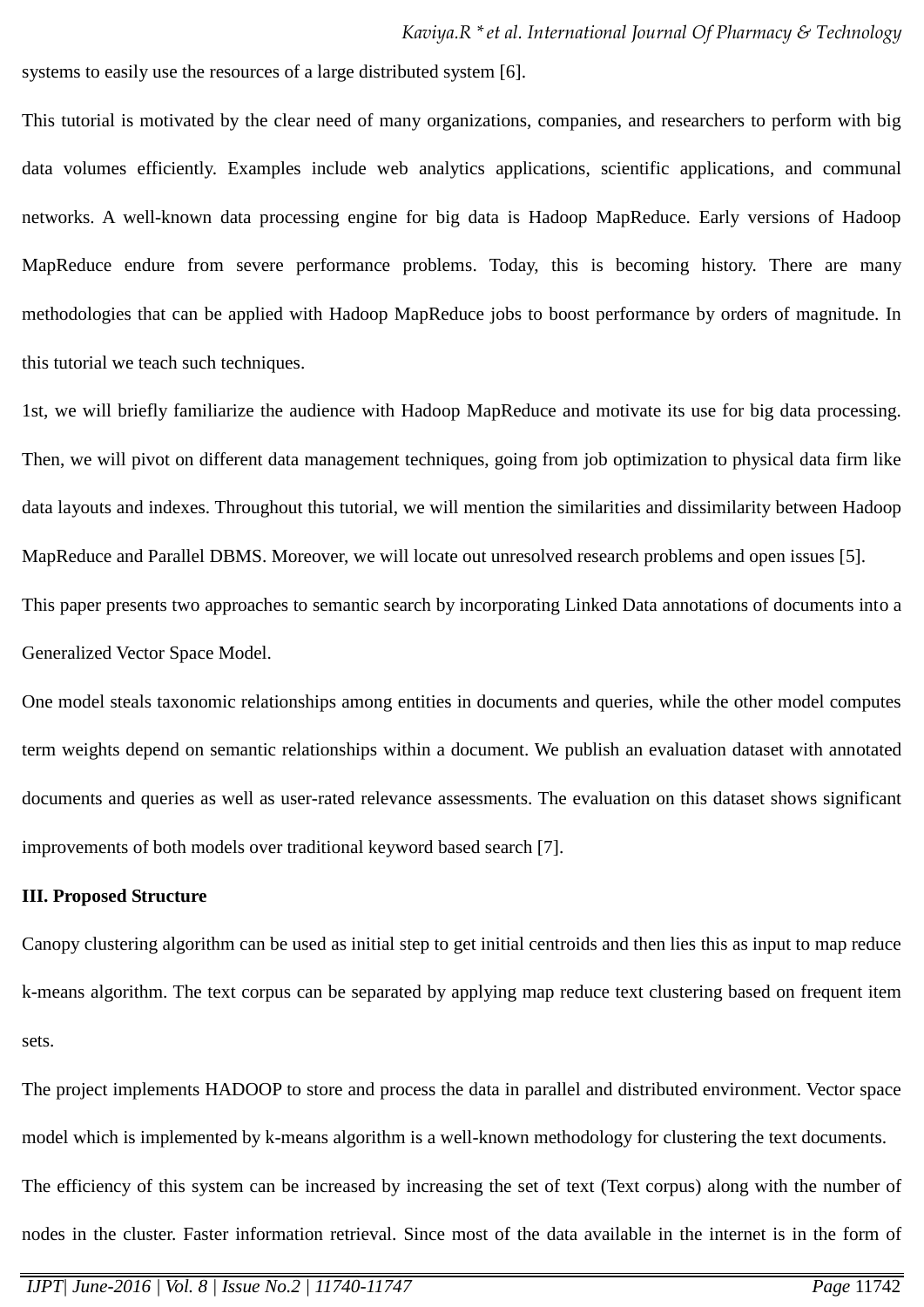systems to easily use the resources of a large distributed system [6].

This tutorial is motivated by the clear need of many organizations, companies, and researchers to perform with big data volumes efficiently. Examples include web analytics applications, scientific applications, and communal networks. A well-known data processing engine for big data is Hadoop MapReduce. Early versions of Hadoop MapReduce endure from severe performance problems. Today, this is becoming history. There are many methodologies that can be applied with Hadoop MapReduce jobs to boost performance by orders of magnitude. In this tutorial we teach such techniques.

1st, we will briefly familiarize the audience with Hadoop MapReduce and motivate its use for big data processing. Then, we will pivot on different data management techniques, going from job optimization to physical data firm like data layouts and indexes. Throughout this tutorial, we will mention the similarities and dissimilarity between Hadoop MapReduce and Parallel DBMS. Moreover, we will locate out unresolved research problems and open issues [5].

This paper presents two approaches to semantic search by incorporating Linked Data annotations of documents into a Generalized Vector Space Model.

One model steals taxonomic relationships among entities in documents and queries, while the other model computes term weights depend on semantic relationships within a document. We publish an evaluation dataset with annotated documents and queries as well as user-rated relevance assessments. The evaluation on this dataset shows significant improvements of both models over traditional keyword based search [7].

**III. Proposed Structure**

Canopy clustering algorithm can be used as initial step to get initial centroids and then lies this as input to map reduce k-means algorithm. The text corpus can be separated by applying map reduce text clustering based on frequent item sets.

The project implements HADOOP to store and process the data in parallel and distributed environment. Vector space model which is implemented by k-means algorithm is a well-known methodology for clustering the text documents.

The efficiency of this system can be increased by increasing the set of text (Text corpus) along with the number of nodes in the cluster. Faster information retrieval. Since most of the data available in the internet is in the form of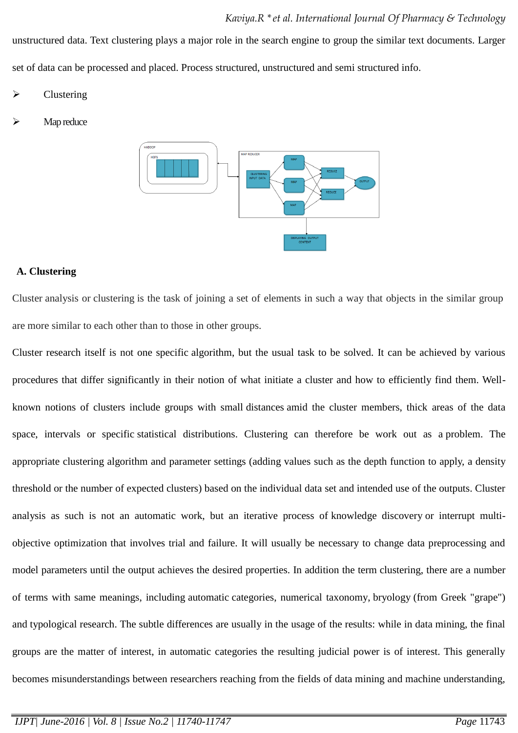unstructured data. Text clustering plays a major role in the search engine to group the similar text documents. Larger set of data can be processed and placed. Process structured, unstructured and semi structured info.

- Clustering
- Map reduce

**A. Clustering**

Cluster analysis or clustering is the task of joining a set of elements in such a way that objects in the similar group are more similar to each other than to those in other groups.

Cluster research itself is not one specific algorithm, but the usual task to be solved. It can be achieved by various procedures that differ significantly in their notion of what initiate a cluster and how to efficiently find them. Well-known notions of clusters include groups with small distances amid the cluster members, thick areas of the data space, intervals or specific statistical distributions. Clustering can therefore be work out as a problem. The appropriate clustering algorithm and parameter settings (adding values such as the depth function to apply, a density threshold or the number of expected clusters) based on the individual data set and intended use of the outputs. Cluster analysis as such is not an automatic work, but an iterative process of knowledge discovery or interrupt multi-objective optimization that involves trial and failure. It will usually be necessary to change data preprocessing and model parameters until the output achieves the desired properties. In addition the term clustering, there are a number of terms with same meanings, including automatic categories, numerical taxonomy, bryology (from Greek "grape") and typological research. The subtle differences are usually in the usage of the results: while in data mining, the final groups are the matter of interest, in automatic categories the resulting judicial power is of interest. This generally becomes misunderstandings between researchers reaching from the fields of data mining and machine understanding,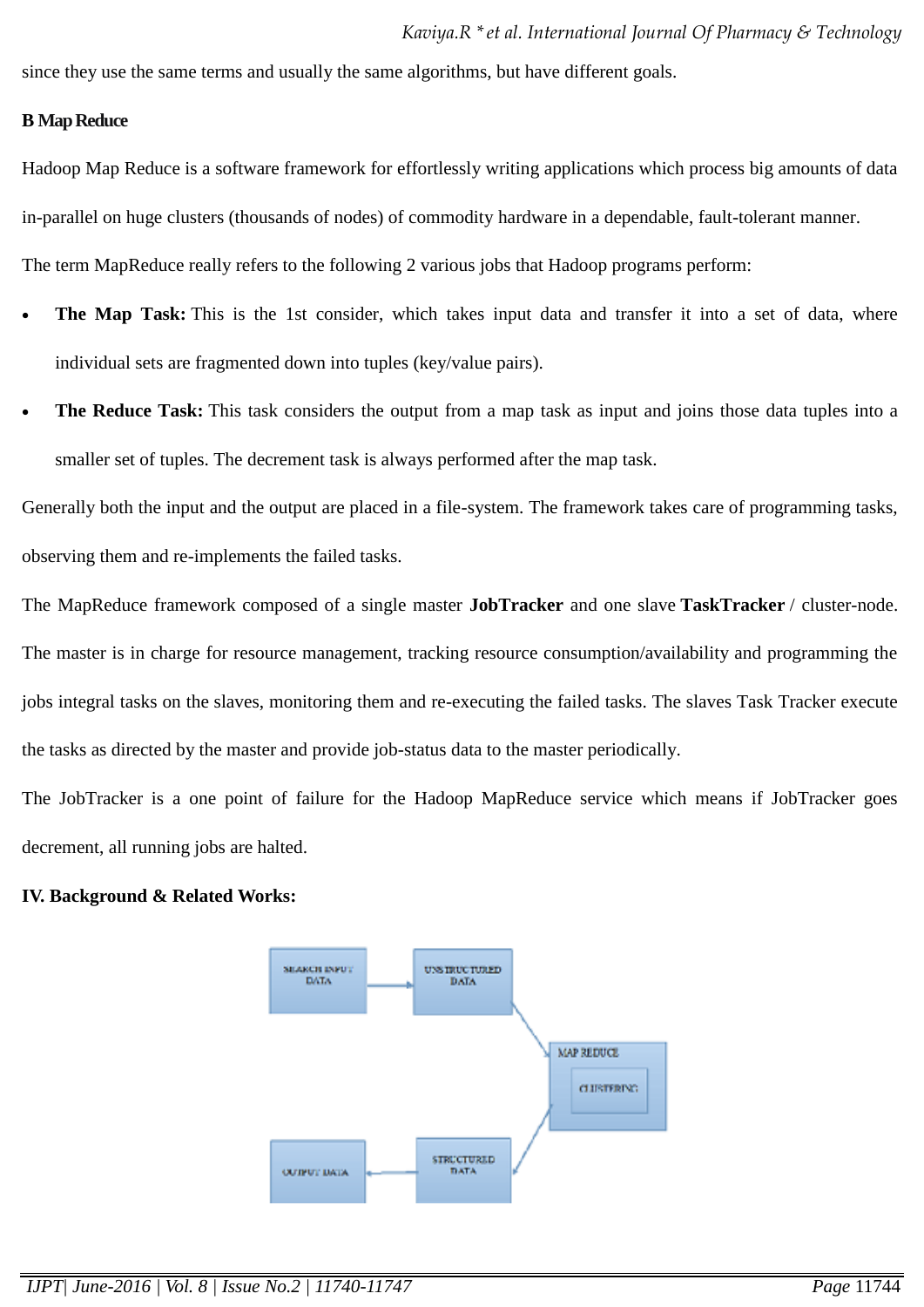since they use the same terms and usually the same algorithms, but have different goals.

**B Map Reduce**

Hadoop Map Reduce is a software framework for effortlessly writing applications which process big amounts of data in-parallel on huge clusters (thousands of nodes) of commodity hardware in a dependable, fault-tolerant manner.

The term MapReduce really refers to the following 2 various jobs that Hadoop programs perform:

- **The Map Task:** This is the 1st consider, which takes input data and transfer it into a set of data, where individual sets are fragmented down into tuples (key/value pairs).
- **The Reduce Task:** This task considers the output from a map task as input and joins those data tuples into a smaller set of tuples. The decrement task is always performed after the map task.

Generally both the input and the output are placed in a file-system. The framework takes care of programming tasks, observing them and re-implements the failed tasks.

The MapReduce framework composed of a single master **JobTracker** and one slave **TaskTracker** / cluster-node. The master is in charge for resource management, tracking resource consumption/availability and programming the jobs integral tasks on the slaves, monitoring them and re-executing the failed tasks. The slaves Task Tracker execute the tasks as directed by the master and provide job-status data to the master periodically.

The JobTracker is a one point of failure for the Hadoop MapReduce service which means if JobTracker goes decrement, all running jobs are halted.

**IV. Background & Related Works:**

SEARCH INPUT DATA → UNSTRUCTURED DATA → MAP REDUCE (CLUSTERING) → STRUCTURED DATA → OUTPUT DATA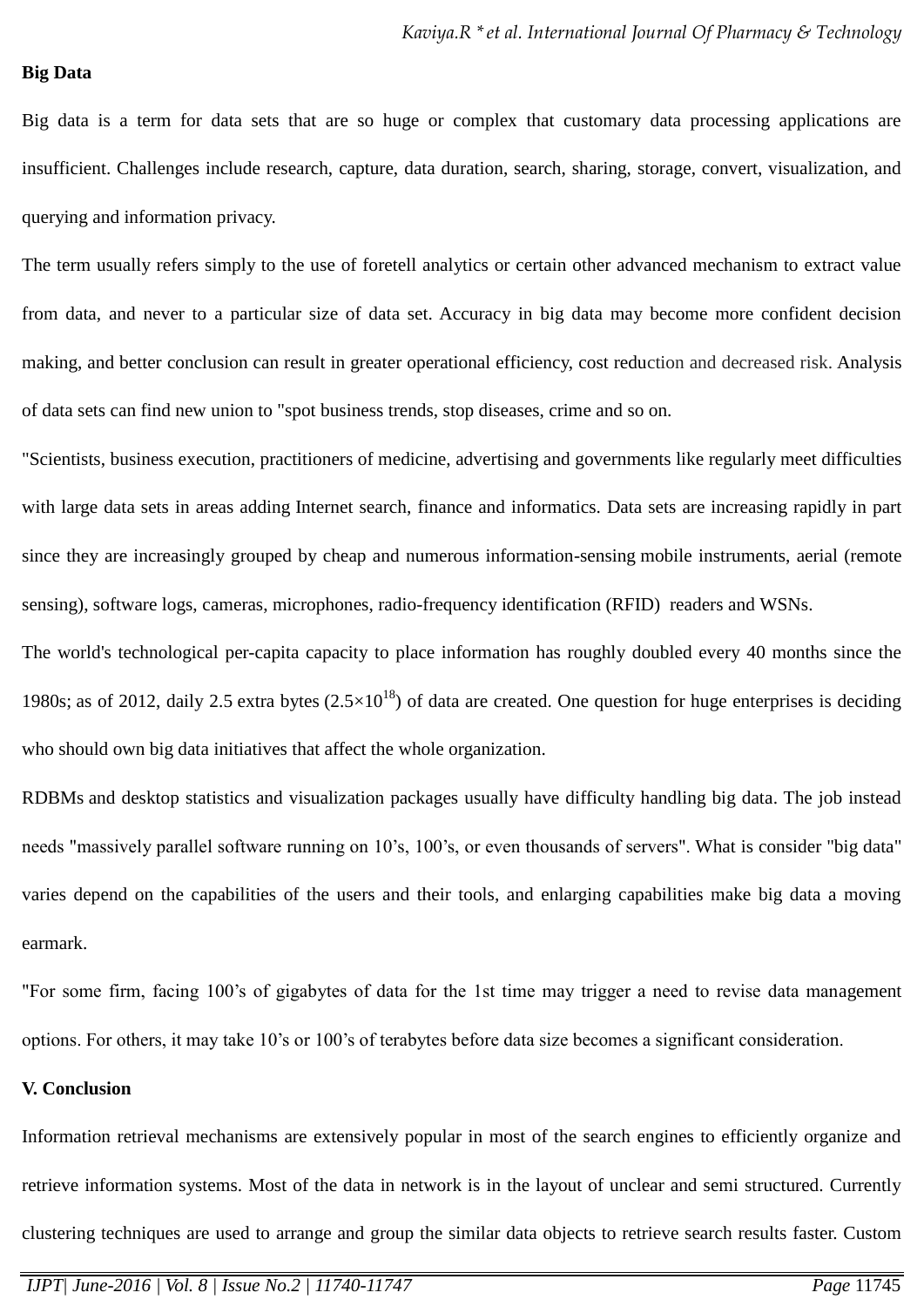**Big Data**

Big data is a term for data sets that are so huge or complex that customary data processing applications are insufficient. Challenges include research, capture, data duration, search, sharing, storage, convert, visualization, and querying and information privacy.

The term usually refers simply to the use of foretell analytics or certain other advanced mechanism to extract value from data, and never to a particular size of data set. Accuracy in big data may become more confident decision making, and better conclusion can result in greater operational efficiency, cost reduction and decreased risk. Analysis of data sets can find new union to "spot business trends, stop diseases, crime and so on.

"Scientists, business execution, practitioners of medicine, advertising and governments like regularly meet difficulties with large data sets in areas adding Internet search, finance and informatics. Data sets are increasing rapidly in part since they are increasingly grouped by cheap and numerous information-sensing mobile instruments, aerial (remote sensing), software logs, cameras, microphones, radio-frequency identification (RFID) readers and WSNs.

The world's technological per-capita capacity to place information has roughly doubled every 40 months since the 1980s; as of 2012, daily 2.5 extra bytes ($2.5\times10^{18}$) of data are created. One question for huge enterprises is deciding who should own big data initiatives that affect the whole organization.

RDBMs and desktop statistics and visualization packages usually have difficulty handling big data. The job instead needs "massively parallel software running on 10's, 100's, or even thousands of servers". What is consider "big data" varies depend on the capabilities of the users and their tools, and enlarging capabilities make big data a moving earmark.

"For some firm, facing 100's of gigabytes of data for the 1st time may trigger a need to revise data management options. For others, it may take 10's or 100's of terabytes before data size becomes a significant consideration.

**V. Conclusion**

Information retrieval mechanisms are extensively popular in most of the search engines to efficiently organize and retrieve information systems. Most of the data in network is in the layout of unclear and semi structured. Currently clustering techniques are used to arrange and group the similar data objects to retrieve search results faster. Custom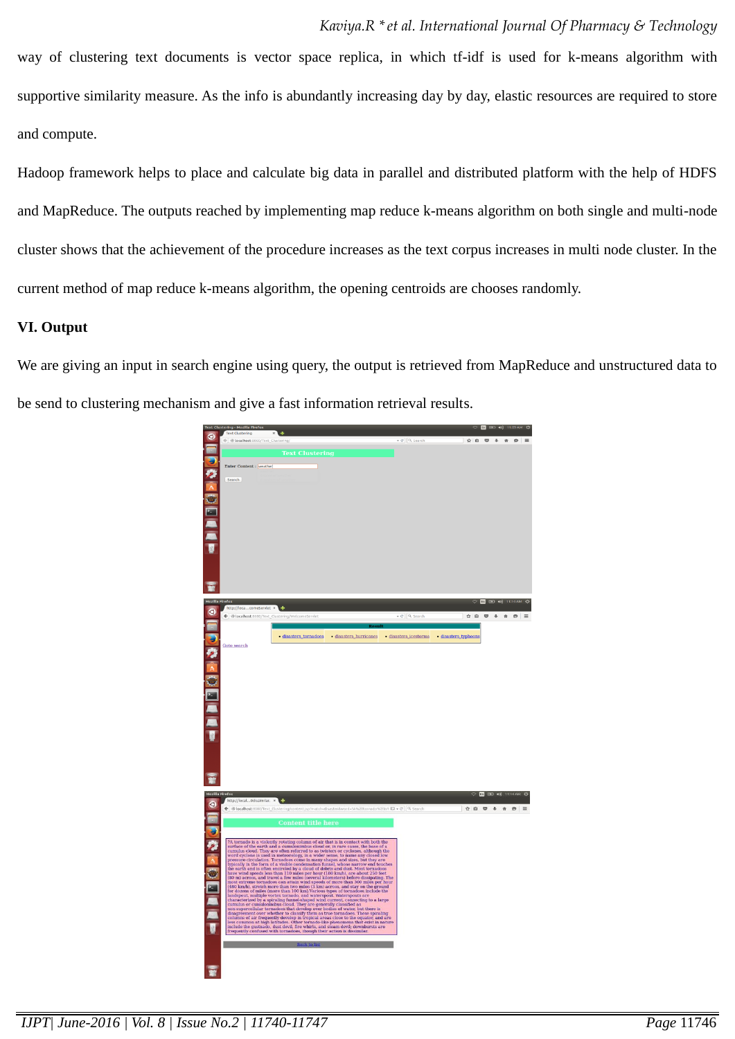way of clustering text documents is vector space replica, in which tf-idf is used for k-means algorithm with supportive similarity measure. As the info is abundantly increasing day by day, elastic resources are required to store and compute.

Hadoop framework helps to place and calculate big data in parallel and distributed platform with the help of HDFS and MapReduce. The outputs reached by implementing map reduce k-means algorithm on both single and multi-node cluster shows that the achievement of the procedure increases as the text corpus increases in multi node cluster. In the current method of map reduce k-means algorithm, the opening centroids are chooses randomly.

## VI. Output

We are giving an input in search engine using query, the output is retrieved from MapReduce and unstructured data to be send to clustering mechanism and give a fast information retrieval results.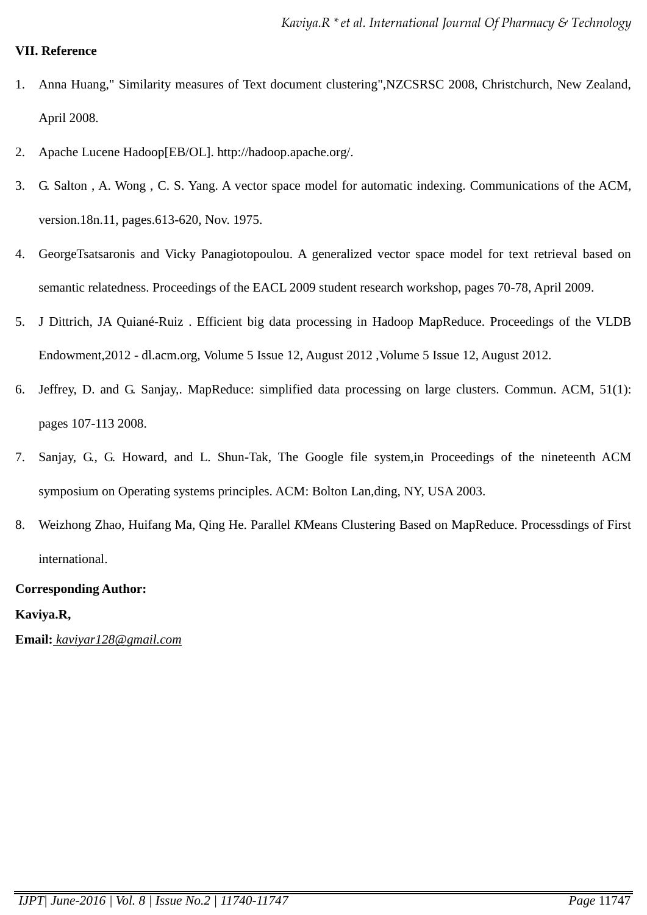**VII. Reference**

1. Anna Huang," Similarity measures of Text document clustering",NZCSRSC 2008, Christchurch, New Zealand, April 2008.
2. Apache Lucene Hadoop[EB/OL]. http://hadoop.apache.org/.
3. G. Salton , A. Wong , C. S. Yang. A vector space model for automatic indexing. Communications of the ACM, version.18n.11, pages.613-620, Nov. 1975.
4. GeorgeTsatsaronis and Vicky Panagiotopoulou. A generalized vector space model for text retrieval based on semantic relatedness. Proceedings of the EACL 2009 student research workshop, pages 70-78, April 2009.
5. J Dittrich, JA Quiané-Ruiz . Efficient big data processing in Hadoop MapReduce. Proceedings of the VLDB Endowment,2012 - dl.acm.org, Volume 5 Issue 12, August 2012 ,Volume 5 Issue 12, August 2012.
6. Jeffrey, D. and G. Sanjay,. MapReduce: simplified data processing on large clusters. Commun. ACM, 51(1): pages 107-113 2008.
7. Sanjay, G., G. Howard, and L. Shun-Tak, The Google file system,in Proceedings of the nineteenth ACM symposium on Operating systems principles. ACM: Bolton Lan,ding, NY, USA 2003.
8. Weizhong Zhao, Huifang Ma, Qing He. Parallel *K*Means Clustering Based on MapReduce. Processdings of First international.

**Corresponding Author:**

**Kaviya.R,**

**Email:** *kaviyar128@gmail.com*